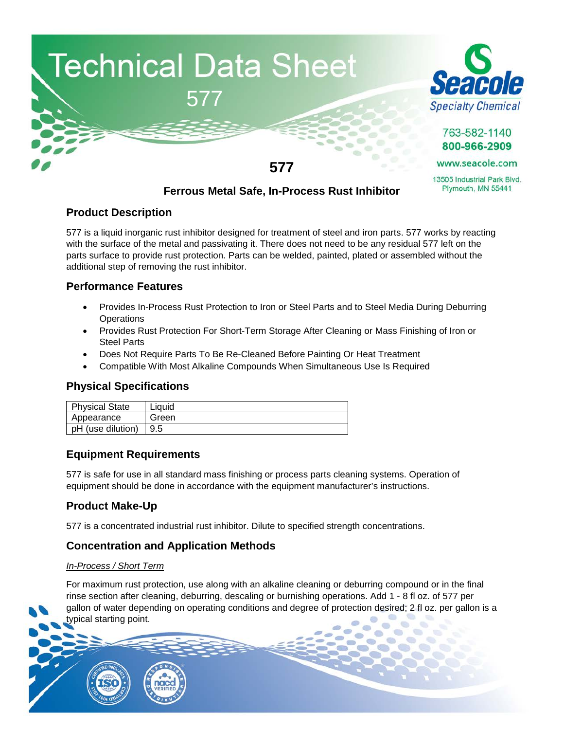# Technical Data Sheet

577

Seacole Specialty Chemical

763-582-1140
800-966-2909
www.seacole.com
13505 Industrial Park Blvd.
Plymouth, MN 55441

## 577

### Ferrous Metal Safe, In-Process Rust Inhibitor

## Product Description

577 is a liquid inorganic rust inhibitor designed for treatment of steel and iron parts. 577 works by reacting with the surface of the metal and passivating it. There does not need to be any residual 577 left on the parts surface to provide rust protection. Parts can be welded, painted, plated or assembled without the additional step of removing the rust inhibitor.

## Performance Features

- Provides In-Process Rust Protection to Iron or Steel Parts and to Steel Media During Deburring Operations
- Provides Rust Protection For Short-Term Storage After Cleaning or Mass Finishing of Iron or Steel Parts
- Does Not Require Parts To Be Re-Cleaned Before Painting Or Heat Treatment
- Compatible With Most Alkaline Compounds When Simultaneous Use Is Required

## Physical Specifications

| Physical State | Liquid |
|---|---|
| Appearance | Green |
| pH (use dilution) | 9.5 |

## Equipment Requirements

577 is safe for use in all standard mass finishing or process parts cleaning systems. Operation of equipment should be done in accordance with the equipment manufacturer's instructions.

## Product Make-Up

577 is a concentrated industrial rust inhibitor. Dilute to specified strength concentrations.

## Concentration and Application Methods

*In-Process / Short Term*

For maximum rust protection, use along with an alkaline cleaning or deburring compound or in the final rinse section after cleaning, deburring, descaling or burnishing operations. Add 1 - 8 fl oz. of 577 per gallon of water depending on operating conditions and degree of protection desired; 2 fl oz. per gallon is a typical starting point.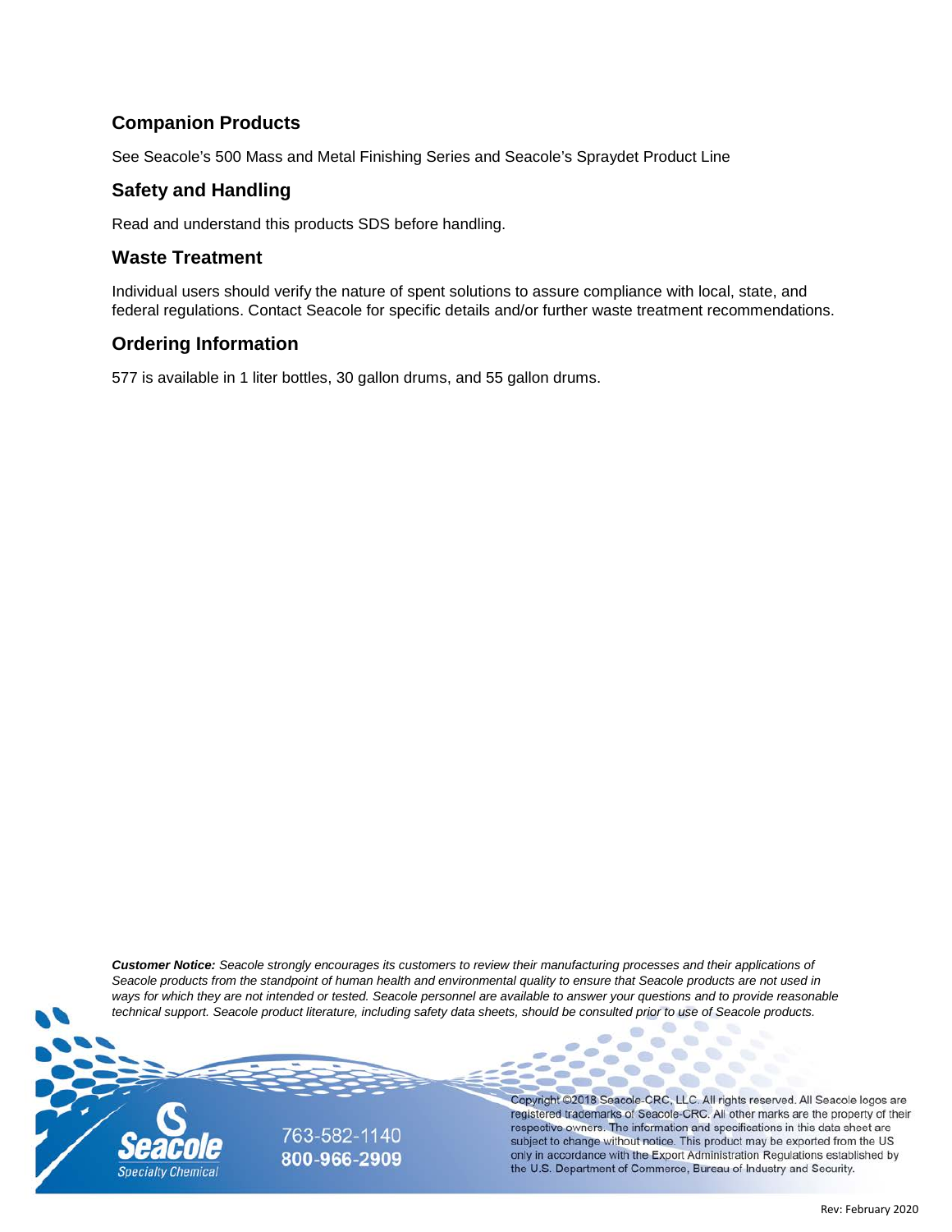## Companion Products

See Seacole's 500 Mass and Metal Finishing Series and Seacole's Spraydet Product Line

## Safety and Handling

Read and understand this products SDS before handling.

## Waste Treatment

Individual users should verify the nature of spent solutions to assure compliance with local, state, and federal regulations. Contact Seacole for specific details and/or further waste treatment recommendations.

## Ordering Information

577 is available in 1 liter bottles, 30 gallon drums, and 55 gallon drums.

***Customer Notice:*** *Seacole strongly encourages its customers to review their manufacturing processes and their applications of Seacole products from the standpoint of human health and environmental quality to ensure that Seacole products are not used in ways for which they are not intended or tested. Seacole personnel are available to answer your questions and to provide reasonable technical support. Seacole product literature, including safety data sheets, should be consulted prior to use of Seacole products.*

Seacole Specialty Chemical

763-582-1140
**800-966-2909**

Copyright ©2018 Seacole-CRC, LLC. All rights reserved. All Seacole logos are registered trademarks of Seacole-CRC. All other marks are the property of their respective owners. The information and specifications in this data sheet are subject to change without notice. This product may be exported from the US only in accordance with the Export Administration Regulations established by the U.S. Department of Commerce, Bureau of Industry and Security.

Rev: February 2020